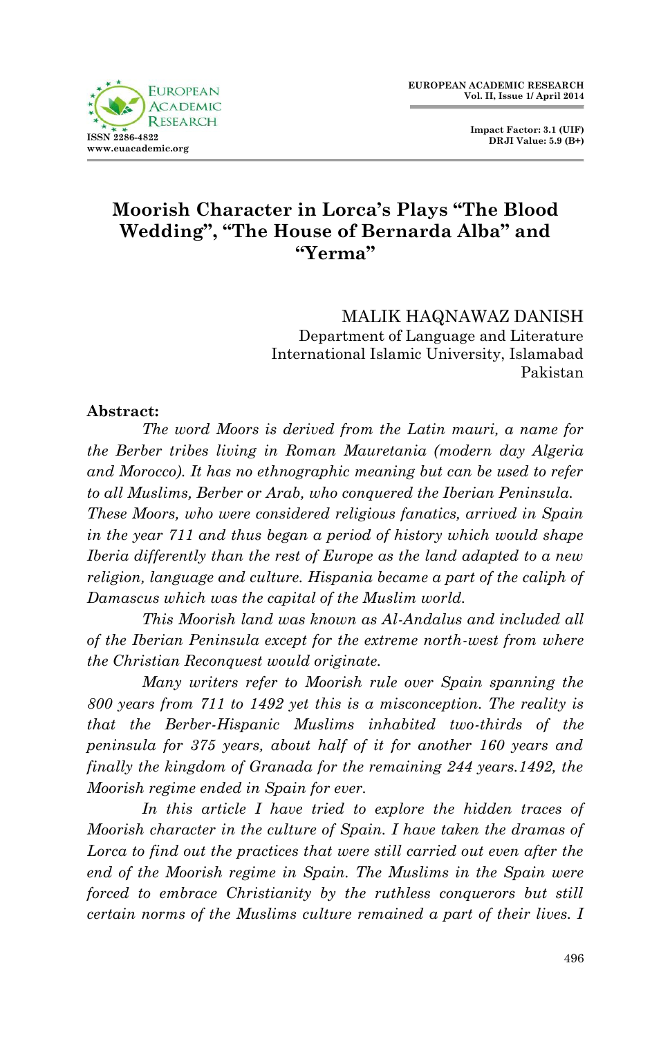# Moorish Character in Lorca's Plays "The Blood Wedding", "The House of Bernarda Alba" and "Yerma"

MALIK HAQNAWAZ DANISH
Department of Language and Literature
International Islamic University, Islamabad
Pakistan

**Abstract:**

*The word Moors is derived from the Latin mauri, a name for the Berber tribes living in Roman Mauretania (modern day Algeria and Morocco). It has no ethnographic meaning but can be used to refer to all Muslims, Berber or Arab, who conquered the Iberian Peninsula. These Moors, who were considered religious fanatics, arrived in Spain in the year 711 and thus began a period of history which would shape Iberia differently than the rest of Europe as the land adapted to a new religion, language and culture. Hispania became a part of the caliph of Damascus which was the capital of the Muslim world.*

*This Moorish land was known as Al-Andalus and included all of the Iberian Peninsula except for the extreme north-west from where the Christian Reconquest would originate.*

*Many writers refer to Moorish rule over Spain spanning the 800 years from 711 to 1492 yet this is a misconception. The reality is that the Berber-Hispanic Muslims inhabited two-thirds of the peninsula for 375 years, about half of it for another 160 years and finally the kingdom of Granada for the remaining 244 years.1492, the Moorish regime ended in Spain for ever.*

*In this article I have tried to explore the hidden traces of Moorish character in the culture of Spain. I have taken the dramas of Lorca to find out the practices that were still carried out even after the end of the Moorish regime in Spain. The Muslims in the Spain were forced to embrace Christianity by the ruthless conquerors but still certain norms of the Muslims culture remained a part of their lives. I*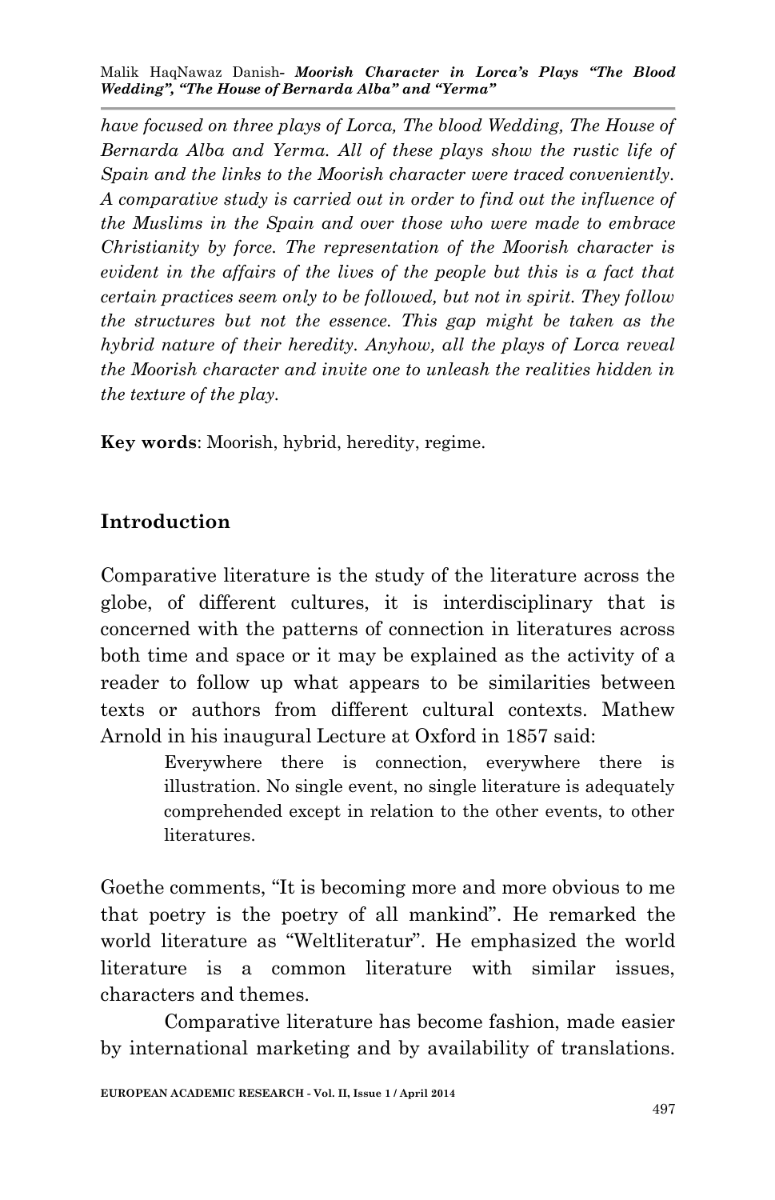*have focused on three plays of Lorca, The blood Wedding, The House of Bernarda Alba and Yerma. All of these plays show the rustic life of Spain and the links to the Moorish character were traced conveniently. A comparative study is carried out in order to find out the influence of the Muslims in the Spain and over those who were made to embrace Christianity by force. The representation of the Moorish character is evident in the affairs of the lives of the people but this is a fact that certain practices seem only to be followed, but not in spirit. They follow the structures but not the essence. This gap might be taken as the hybrid nature of their heredity. Anyhow, all the plays of Lorca reveal the Moorish character and invite one to unleash the realities hidden in the texture of the play.*

**Key words**: Moorish, hybrid, heredity, regime.

## Introduction

Comparative literature is the study of the literature across the globe, of different cultures, it is interdisciplinary that is concerned with the patterns of connection in literatures across both time and space or it may be explained as the activity of a reader to follow up what appears to be similarities between texts or authors from different cultural contexts. Mathew Arnold in his inaugural Lecture at Oxford in 1857 said:

> Everywhere there is connection, everywhere there is illustration. No single event, no single literature is adequately comprehended except in relation to the other events, to other literatures.

Goethe comments, "It is becoming more and more obvious to me that poetry is the poetry of all mankind". He remarked the world literature as "Weltliteratur". He emphasized the world literature is a common literature with similar issues, characters and themes.

Comparative literature has become fashion, made easier by international marketing and by availability of translations.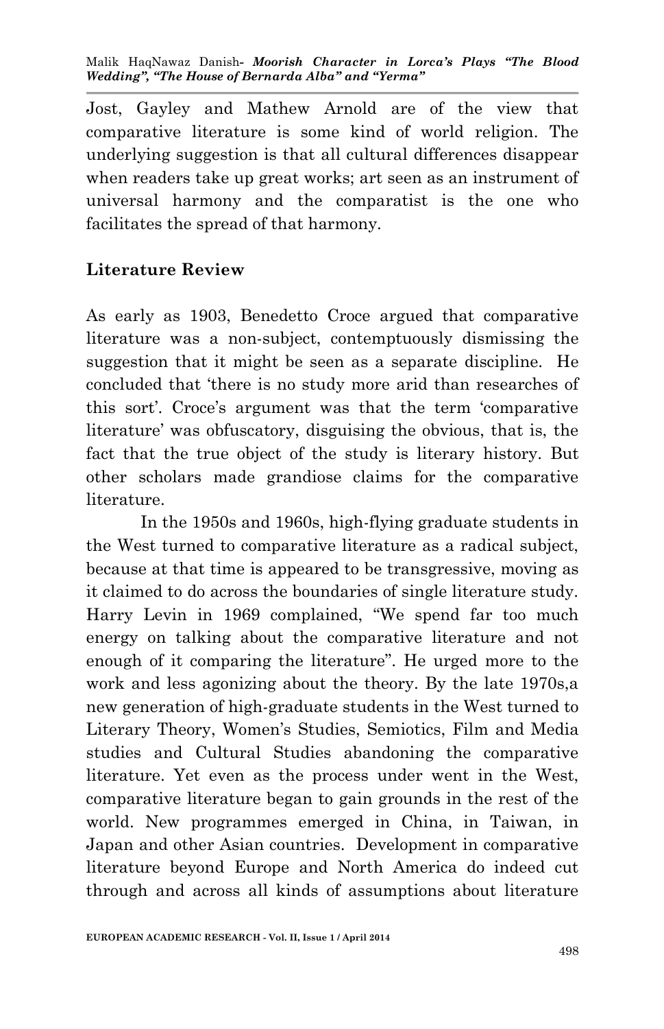Jost, Gayley and Mathew Arnold are of the view that comparative literature is some kind of world religion. The underlying suggestion is that all cultural differences disappear when readers take up great works; art seen as an instrument of universal harmony and the comparatist is the one who facilitates the spread of that harmony.

## Literature Review

As early as 1903, Benedetto Croce argued that comparative literature was a non-subject, contemptuously dismissing the suggestion that it might be seen as a separate discipline. He concluded that 'there is no study more arid than researches of this sort'. Croce's argument was that the term 'comparative literature' was obfuscatory, disguising the obvious, that is, the fact that the true object of the study is literary history. But other scholars made grandiose claims for the comparative literature.

In the 1950s and 1960s, high-flying graduate students in the West turned to comparative literature as a radical subject, because at that time is appeared to be transgressive, moving as it claimed to do across the boundaries of single literature study. Harry Levin in 1969 complained, "We spend far too much energy on talking about the comparative literature and not enough of it comparing the literature". He urged more to the work and less agonizing about the theory. By the late 1970s,a new generation of high-graduate students in the West turned to Literary Theory, Women's Studies, Semiotics, Film and Media studies and Cultural Studies abandoning the comparative literature. Yet even as the process under went in the West, comparative literature began to gain grounds in the rest of the world. New programmes emerged in China, in Taiwan, in Japan and other Asian countries. Development in comparative literature beyond Europe and North America do indeed cut through and across all kinds of assumptions about literature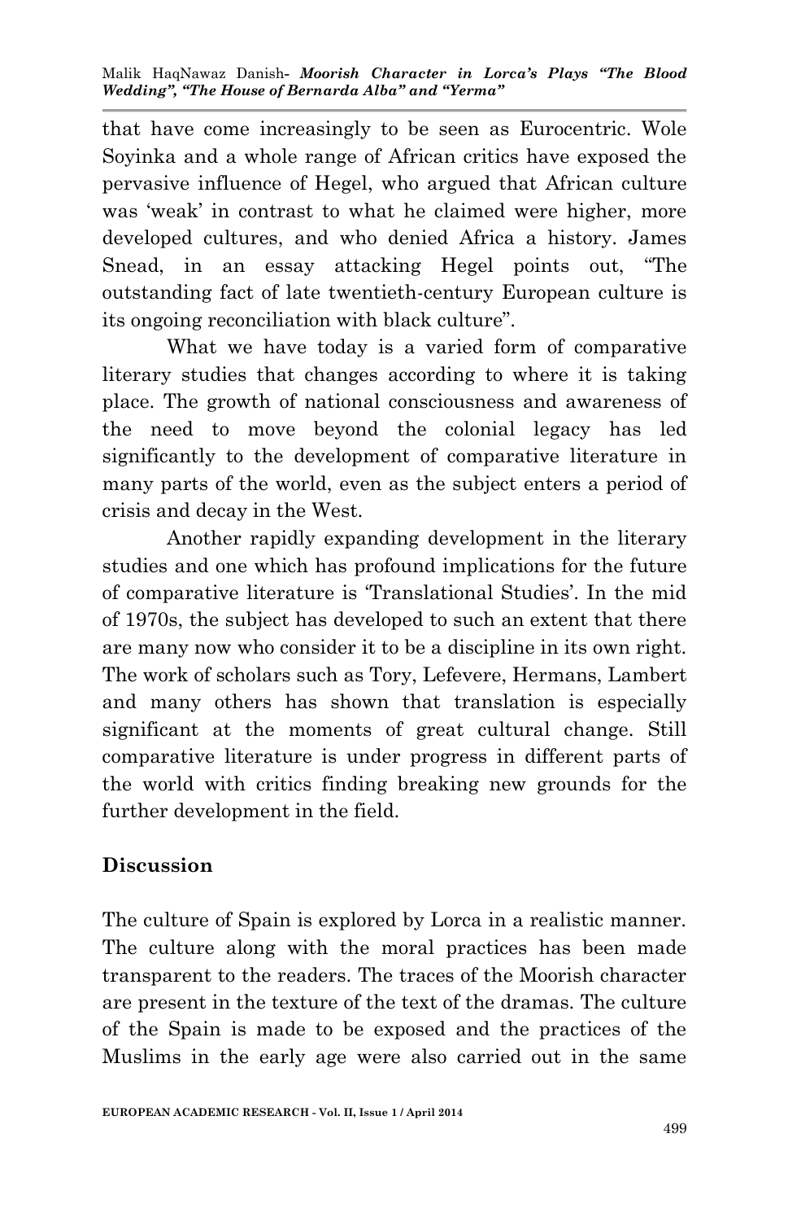that have come increasingly to be seen as Eurocentric. Wole Soyinka and a whole range of African critics have exposed the pervasive influence of Hegel, who argued that African culture was 'weak' in contrast to what he claimed were higher, more developed cultures, and who denied Africa a history. James Snead, in an essay attacking Hegel points out, "The outstanding fact of late twentieth-century European culture is its ongoing reconciliation with black culture".

What we have today is a varied form of comparative literary studies that changes according to where it is taking place. The growth of national consciousness and awareness of the need to move beyond the colonial legacy has led significantly to the development of comparative literature in many parts of the world, even as the subject enters a period of crisis and decay in the West.

Another rapidly expanding development in the literary studies and one which has profound implications for the future of comparative literature is 'Translational Studies'. In the mid of 1970s, the subject has developed to such an extent that there are many now who consider it to be a discipline in its own right. The work of scholars such as Tory, Lefevere, Hermans, Lambert and many others has shown that translation is especially significant at the moments of great cultural change. Still comparative literature is under progress in different parts of the world with critics finding breaking new grounds for the further development in the field.

## Discussion

The culture of Spain is explored by Lorca in a realistic manner. The culture along with the moral practices has been made transparent to the readers. The traces of the Moorish character are present in the texture of the text of the dramas. The culture of the Spain is made to be exposed and the practices of the Muslims in the early age were also carried out in the same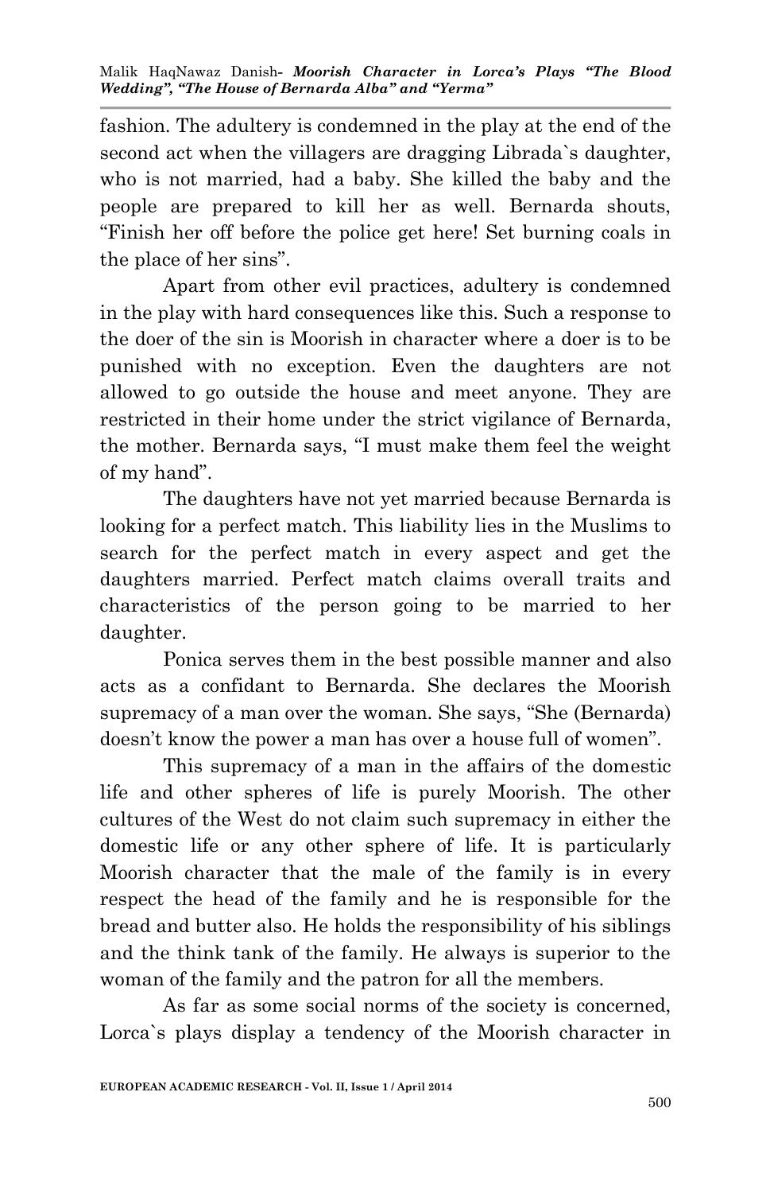fashion. The adultery is condemned in the play at the end of the second act when the villagers are dragging Librada`s daughter, who is not married, had a baby. She killed the baby and the people are prepared to kill her as well. Bernarda shouts, "Finish her off before the police get here! Set burning coals in the place of her sins".

Apart from other evil practices, adultery is condemned in the play with hard consequences like this. Such a response to the doer of the sin is Moorish in character where a doer is to be punished with no exception. Even the daughters are not allowed to go outside the house and meet anyone. They are restricted in their home under the strict vigilance of Bernarda, the mother. Bernarda says, "I must make them feel the weight of my hand".

The daughters have not yet married because Bernarda is looking for a perfect match. This liability lies in the Muslims to search for the perfect match in every aspect and get the daughters married. Perfect match claims overall traits and characteristics of the person going to be married to her daughter.

Ponica serves them in the best possible manner and also acts as a confidant to Bernarda. She declares the Moorish supremacy of a man over the woman. She says, "She (Bernarda) doesn't know the power a man has over a house full of women".

This supremacy of a man in the affairs of the domestic life and other spheres of life is purely Moorish. The other cultures of the West do not claim such supremacy in either the domestic life or any other sphere of life. It is particularly Moorish character that the male of the family is in every respect the head of the family and he is responsible for the bread and butter also. He holds the responsibility of his siblings and the think tank of the family. He always is superior to the woman of the family and the patron for all the members.

As far as some social norms of the society is concerned, Lorca`s plays display a tendency of the Moorish character in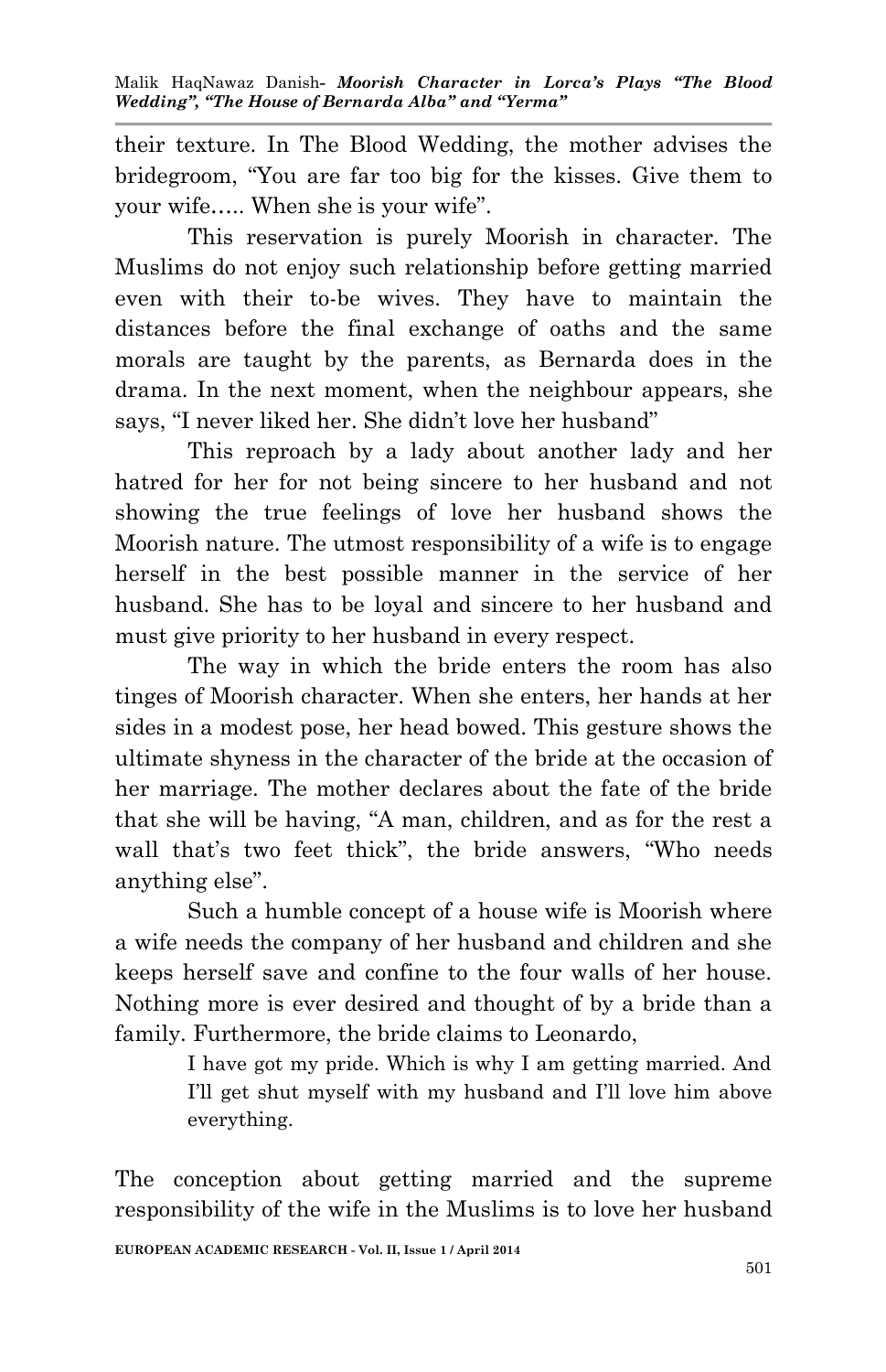their texture. In The Blood Wedding, the mother advises the bridegroom, "You are far too big for the kisses. Give them to your wife….. When she is your wife".

This reservation is purely Moorish in character. The Muslims do not enjoy such relationship before getting married even with their to-be wives. They have to maintain the distances before the final exchange of oaths and the same morals are taught by the parents, as Bernarda does in the drama. In the next moment, when the neighbour appears, she says, "I never liked her. She didn't love her husband"

This reproach by a lady about another lady and her hatred for her for not being sincere to her husband and not showing the true feelings of love her husband shows the Moorish nature. The utmost responsibility of a wife is to engage herself in the best possible manner in the service of her husband. She has to be loyal and sincere to her husband and must give priority to her husband in every respect.

The way in which the bride enters the room has also tinges of Moorish character. When she enters, her hands at her sides in a modest pose, her head bowed. This gesture shows the ultimate shyness in the character of the bride at the occasion of her marriage. The mother declares about the fate of the bride that she will be having, "A man, children, and as for the rest a wall that's two feet thick", the bride answers, "Who needs anything else".

Such a humble concept of a house wife is Moorish where a wife needs the company of her husband and children and she keeps herself save and confine to the four walls of her house. Nothing more is ever desired and thought of by a bride than a family. Furthermore, the bride claims to Leonardo,

> I have got my pride. Which is why I am getting married. And I'll get shut myself with my husband and I'll love him above everything.

The conception about getting married and the supreme responsibility of the wife in the Muslims is to love her husband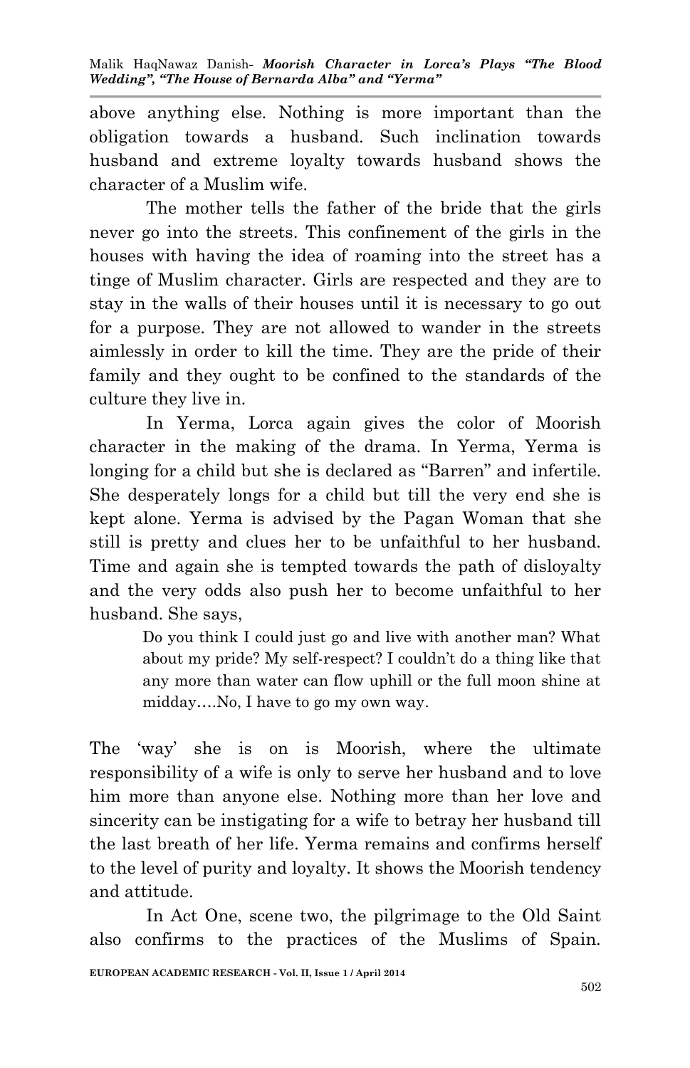above anything else. Nothing is more important than the obligation towards a husband. Such inclination towards husband and extreme loyalty towards husband shows the character of a Muslim wife.

The mother tells the father of the bride that the girls never go into the streets. This confinement of the girls in the houses with having the idea of roaming into the street has a tinge of Muslim character. Girls are respected and they are to stay in the walls of their houses until it is necessary to go out for a purpose. They are not allowed to wander in the streets aimlessly in order to kill the time. They are the pride of their family and they ought to be confined to the standards of the culture they live in.

In Yerma, Lorca again gives the color of Moorish character in the making of the drama. In Yerma, Yerma is longing for a child but she is declared as "Barren" and infertile. She desperately longs for a child but till the very end she is kept alone. Yerma is advised by the Pagan Woman that she still is pretty and clues her to be unfaithful to her husband. Time and again she is tempted towards the path of disloyalty and the very odds also push her to become unfaithful to her husband. She says,

> Do you think I could just go and live with another man? What about my pride? My self-respect? I couldn't do a thing like that any more than water can flow uphill or the full moon shine at midday….No, I have to go my own way.

The 'way' she is on is Moorish, where the ultimate responsibility of a wife is only to serve her husband and to love him more than anyone else. Nothing more than her love and sincerity can be instigating for a wife to betray her husband till the last breath of her life. Yerma remains and confirms herself to the level of purity and loyalty. It shows the Moorish tendency and attitude.

In Act One, scene two, the pilgrimage to the Old Saint also confirms to the practices of the Muslims of Spain.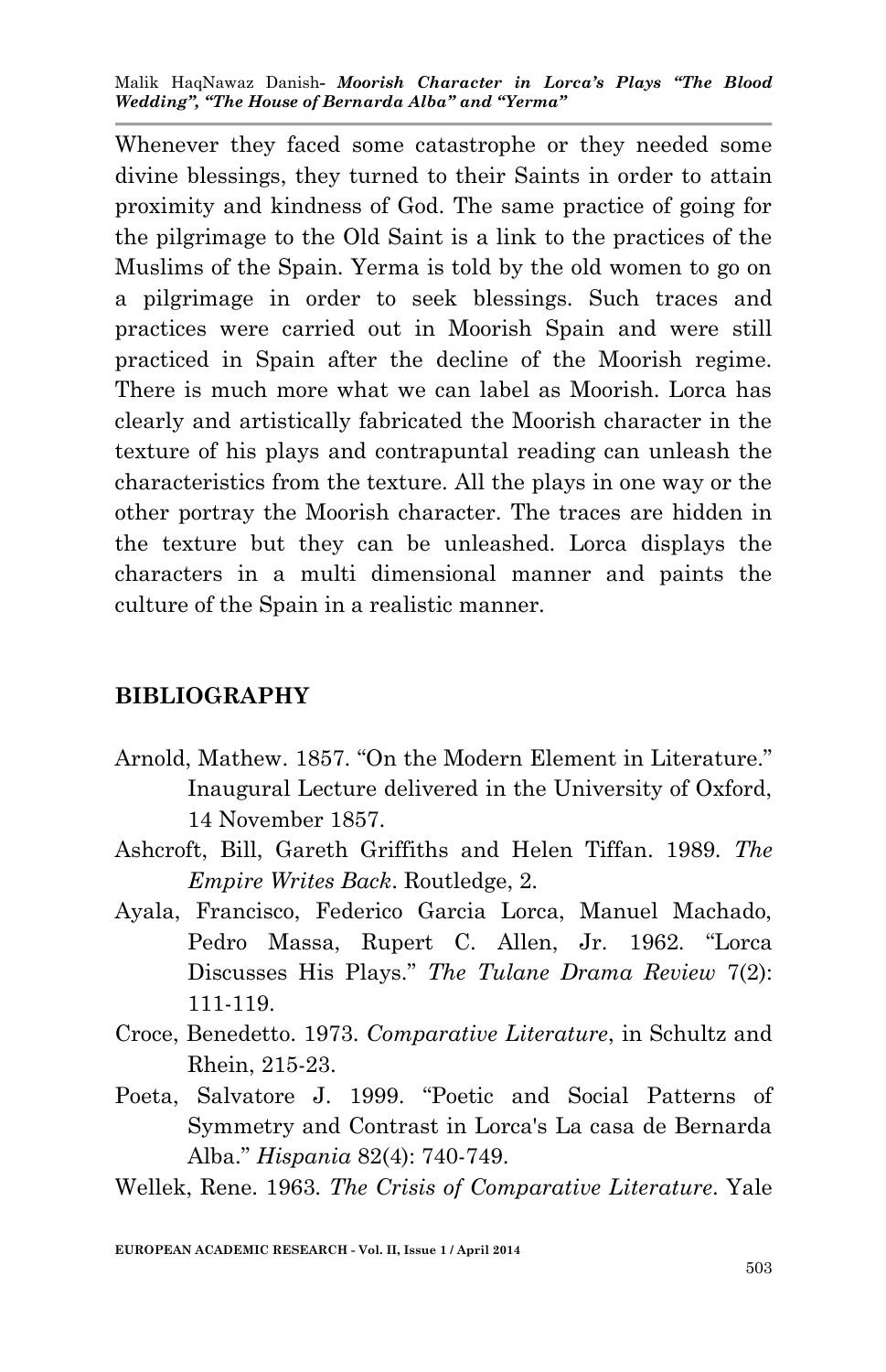Whenever they faced some catastrophe or they needed some divine blessings, they turned to their Saints in order to attain proximity and kindness of God. The same practice of going for the pilgrimage to the Old Saint is a link to the practices of the Muslims of the Spain. Yerma is told by the old women to go on a pilgrimage in order to seek blessings. Such traces and practices were carried out in Moorish Spain and were still practiced in Spain after the decline of the Moorish regime. There is much more what we can label as Moorish. Lorca has clearly and artistically fabricated the Moorish character in the texture of his plays and contrapuntal reading can unleash the characteristics from the texture. All the plays in one way or the other portray the Moorish character. The traces are hidden in the texture but they can be unleashed. Lorca displays the characters in a multi dimensional manner and paints the culture of the Spain in a realistic manner.

## BIBLIOGRAPHY

Arnold, Mathew. 1857. "On the Modern Element in Literature." Inaugural Lecture delivered in the University of Oxford, 14 November 1857.

Ashcroft, Bill, Gareth Griffiths and Helen Tiffan. 1989. *The Empire Writes Back*. Routledge, 2.

Ayala, Francisco, Federico Garcia Lorca, Manuel Machado, Pedro Massa, Rupert C. Allen, Jr. 1962. "Lorca Discusses His Plays." *The Tulane Drama Review* 7(2): 111-119.

Croce, Benedetto. 1973. *Comparative Literature*, in Schultz and Rhein, 215-23.

Poeta, Salvatore J. 1999. "Poetic and Social Patterns of Symmetry and Contrast in Lorca's La casa de Bernarda Alba." *Hispania* 82(4): 740-749.

Wellek, Rene. 1963. *The Crisis of Comparative Literature*. Yale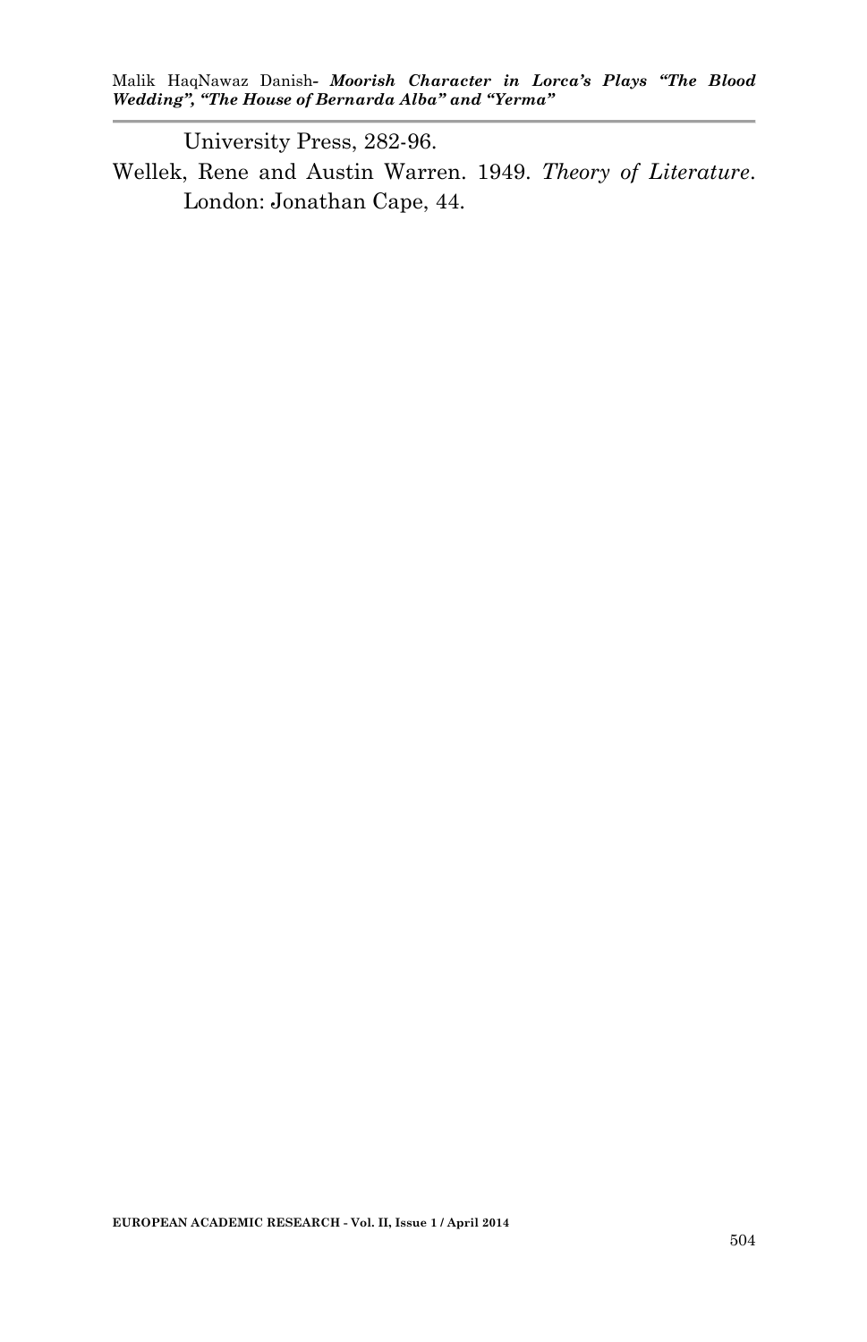University Press, 282-96.

Wellek, Rene and Austin Warren. 1949. *Theory of Literature*. London: Jonathan Cape, 44.